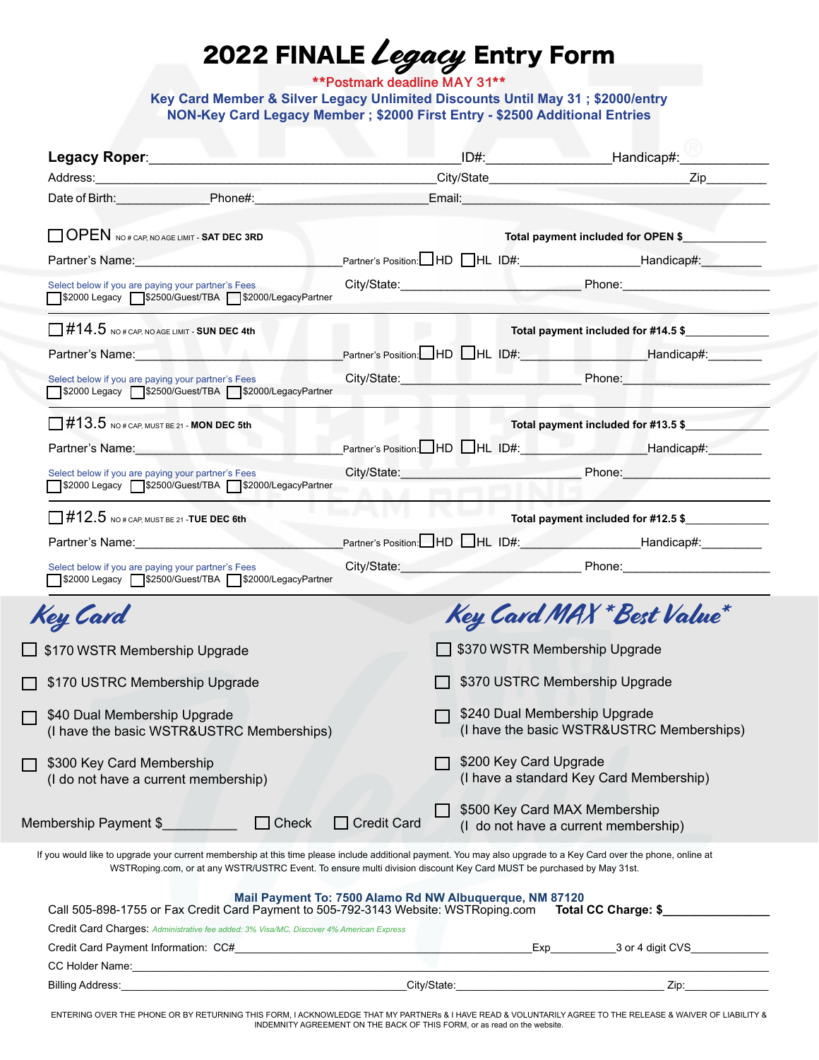# 2022 FINALE *Legacy* Entry Form

**\*\*Postmark deadline MAY 31\*\***

**Key Card Member & Silver Legacy Unlimited Discounts Until May 31 ; $2000/entry**

**NON-Key Card Legacy Member ; $2000 First Entry - $2500 Additional Entries**

**Legacy Roper**:____________________________________________ ID#:_________________ Handicap#:____________

Address:__________________________________________________ City/State_____________________________ Zip_________

Date of Birth:______________ Phone#:___________________________ Email:_________________________________________

---

☐ **OPEN** NO # CAP, NO AGE LIMIT - **SAT DEC 3RD** — **Total payment included for OPEN $**_____________

Partner's Name:______________________________ Partner's Position: ☐ HD ☐ HL ID#:_________________ Handicap#:_________

Select below if you are paying your partner's Fees
☐ $2000 Legacy ☐ $2500/Guest/TBA ☐ $2000/LegacyPartner

City/State:__________________________ Phone:______________________

---

☐ **#14.5** NO # CAP, NO AGE LIMIT - **SUN DEC 4th** — **Total payment included for #14.5 $**_____________

Partner's Name:______________________________ Partner's Position: ☐ HD ☐ HL ID#:_________________ Handicap#:_________

Select below if you are paying your partner's Fees
☐ $2000 Legacy ☐ $2500/Guest/TBA ☐ $2000/LegacyPartner

City/State:__________________________ Phone:______________________

---

☐ **#13.5** NO # CAP, MUST BE 21 - **MON DEC 5th** — **Total payment included for #13.5 $**_____________

Partner's Name:______________________________ Partner's Position: ☐ HD ☐ HL ID#:_________________ Handicap#:_________

Select below if you are paying your partner's Fees
☐ $2000 Legacy ☐ $2500/Guest/TBA ☐ $2000/LegacyPartner

City/State:__________________________ Phone:______________________

---

☐ **#12.5** NO # CAP, MUST BE 21 **-TUE DEC 6th** — **Total payment included for #12.5 $**_____________

Partner's Name:______________________________ Partner's Position: ☐ HD ☐ HL ID#:_________________ Handicap#:_________

Select below if you are paying your partner's Fees
☐ $2000 Legacy ☐ $2500/Guest/TBA ☐ $2000/LegacyPartner

City/State:__________________________ Phone:______________________

---

## *Key Card*

- ☐ $170 WSTR Membership Upgrade
- ☐ $170 USTRC Membership Upgrade
- ☐ $40 Dual Membership Upgrade (I have the basic WSTR&USTRC Memberships)
- ☐ $300 Key Card Membership (I do not have a current membership)

Membership Payment $__________ ☐ Check ☐ Credit Card

## *Key Card MAX \*Best Value\**

- ☐ $370 WSTR Membership Upgrade
- ☐ $370 USTRC Membership Upgrade
- ☐ $240 Dual Membership Upgrade (I have the basic WSTR&USTRC Memberships)
- ☐ $200 Key Card Upgrade (I have a standard Key Card Membership)
- ☐ $500 Key Card MAX Membership (I do not have a current membership)

If you would like to upgrade your current membership at this time please include additional payment. You may also upgrade to a Key Card over the phone, online at WSTRoping.com, or at any WSTR/USTRC Event. To ensure multi division discount Key Card MUST be purchased by May 31st.

**Mail Payment To: 7500 Alamo Rd NW Albuquerque, NM 87120**

Call 505-898-1755 or Fax Credit Card Payment to 505-792-3143 Website: WSTRoping.com **Total CC Charge: $**_______________

Credit Card Charges: *Administrative fee added: 3% Visa/MC, Discover 4% American Express*

Credit Card Payment Information: CC#__________________________________________ Exp__________ 3 or 4 digit CVS_____________

CC Holder Name:_______________________________________________________________________________

Billing Address:____________________________________ City/State:______________________________ Zip:___________

ENTERING OVER THE PHONE OR BY RETURNING THIS FORM, I ACKNOWLEDGE THAT MY PARTNERs & I HAVE READ & VOLUNTARILY AGREE TO THE RELEASE & WAIVER OF LIABILITY & INDEMNITY AGREEMENT ON THE BACK OF THIS FORM, or as read on the website.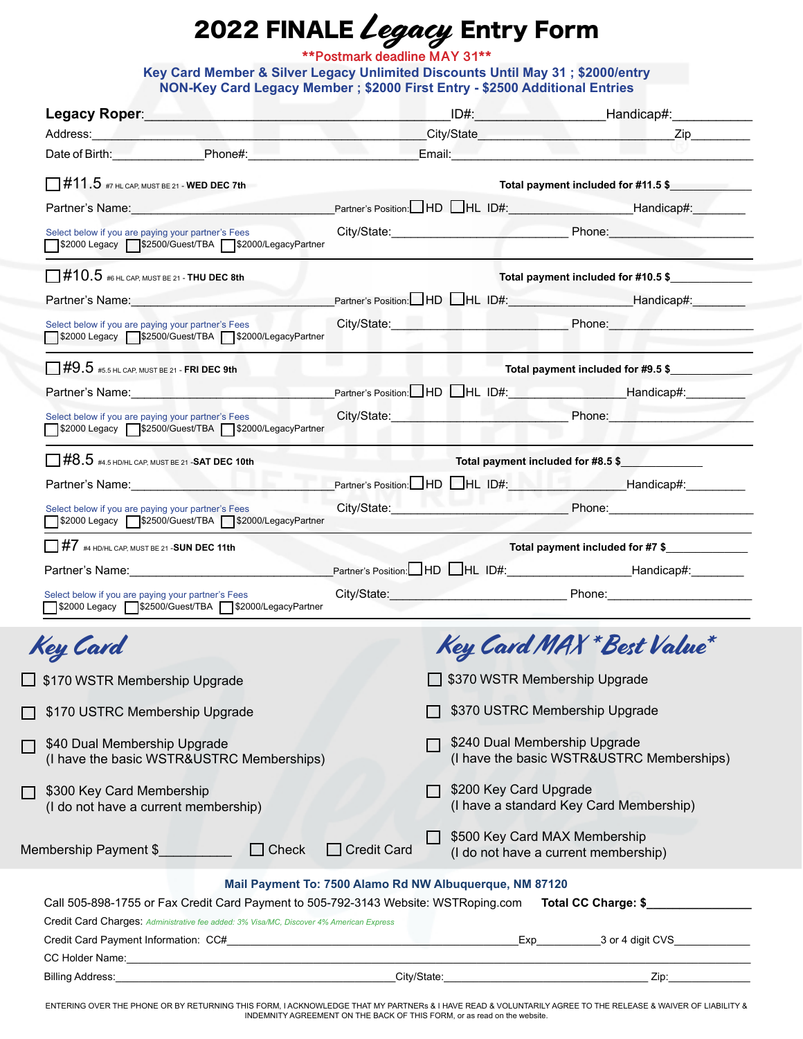# 2022 FINALE *Legacy* Entry Form

**\*\*Postmark deadline MAY 31\*\***

**Key Card Member & Silver Legacy Unlimited Discounts Until May 31 ; $2000/entry**
**NON-Key Card Legacy Member ; $2000 First Entry - $2500 Additional Entries**

**Legacy Roper:**\_\_\_\_\_\_\_\_\_\_\_\_\_\_\_\_\_\_\_\_ ID#:\_\_\_\_\_\_\_\_\_\_ Handicap#:\_\_\_\_\_\_\_\_

Address:\_\_\_\_\_\_\_\_\_\_\_\_\_\_\_\_\_\_\_\_ City/State\_\_\_\_\_\_\_\_\_\_\_\_\_\_\_\_\_\_\_\_ Zip\_\_\_\_\_\_\_\_

Date of Birth:\_\_\_\_\_\_\_\_\_\_ Phone#:\_\_\_\_\_\_\_\_\_\_\_\_\_\_\_\_\_\_\_\_ Email:\_\_\_\_\_\_\_\_\_\_\_\_\_\_\_\_\_\_\_\_

---

☐ **#11.5** #7 HL CAP, MUST BE 21 - **WED DEC 7th** — **Total payment included for #11.5 $**\_\_\_\_\_\_\_\_

Partner's Name:\_\_\_\_\_\_\_\_\_\_\_\_\_\_\_\_\_\_\_\_ Partner's Position: ☐HD ☐HL ID#:\_\_\_\_\_\_\_\_\_\_ Handicap#:\_\_\_\_\_\_\_\_

Select below if you are paying your partner's Fees
☐ $2000 Legacy ☐ $2500/Guest/TBA ☐ $2000/LegacyPartner

City/State:\_\_\_\_\_\_\_\_\_\_\_\_\_\_\_\_\_\_\_\_ Phone:\_\_\_\_\_\_\_\_\_\_\_\_\_\_\_\_\_\_\_\_

---

☐ **#10.5** #6 HL CAP, MUST BE 21 - **THU DEC 8th** — **Total payment included for #10.5 $**\_\_\_\_\_\_\_\_

Partner's Name:\_\_\_\_\_\_\_\_\_\_\_\_\_\_\_\_\_\_\_\_ Partner's Position: ☐HD ☐HL ID#:\_\_\_\_\_\_\_\_\_\_ Handicap#:\_\_\_\_\_\_\_\_

Select below if you are paying your partner's Fees
☐ $2000 Legacy ☐ $2500/Guest/TBA ☐ $2000/LegacyPartner

City/State:\_\_\_\_\_\_\_\_\_\_\_\_\_\_\_\_\_\_\_\_ Phone:\_\_\_\_\_\_\_\_\_\_\_\_\_\_\_\_\_\_\_\_

---

☐ **#9.5** #5.5 HL CAP, MUST BE 21 - **FRI DEC 9th** — **Total payment included for #9.5 $**\_\_\_\_\_\_\_\_

Partner's Name:\_\_\_\_\_\_\_\_\_\_\_\_\_\_\_\_\_\_\_\_ Partner's Position: ☐HD ☐HL ID#:\_\_\_\_\_\_\_\_\_\_ Handicap#:\_\_\_\_\_\_\_\_

Select below if you are paying your partner's Fees
☐ $2000 Legacy ☐ $2500/Guest/TBA ☐ $2000/LegacyPartner

City/State:\_\_\_\_\_\_\_\_\_\_\_\_\_\_\_\_\_\_\_\_ Phone:\_\_\_\_\_\_\_\_\_\_\_\_\_\_\_\_\_\_\_\_

---

☐ **#8.5** #4.5 HD/HL CAP, MUST BE 21 - **SAT DEC 10th** — **Total payment included for #8.5 $**\_\_\_\_\_\_\_\_

Partner's Name:\_\_\_\_\_\_\_\_\_\_\_\_\_\_\_\_\_\_\_\_ Partner's Position: ☐HD ☐HL ID#:\_\_\_\_\_\_\_\_\_\_ Handicap#:\_\_\_\_\_\_\_\_

Select below if you are paying your partner's Fees
☐ $2000 Legacy ☐ $2500/Guest/TBA ☐ $2000/LegacyPartner

City/State:\_\_\_\_\_\_\_\_\_\_\_\_\_\_\_\_\_\_\_\_ Phone:\_\_\_\_\_\_\_\_\_\_\_\_\_\_\_\_\_\_\_\_

---

☐ **#7** #4 HD/HL CAP, MUST BE 21 - **SUN DEC 11th** — **Total payment included for #7 $**\_\_\_\_\_\_\_\_

Partner's Name:\_\_\_\_\_\_\_\_\_\_\_\_\_\_\_\_\_\_\_\_ Partner's Position: ☐HD ☐HL ID#:\_\_\_\_\_\_\_\_\_\_ Handicap#:\_\_\_\_\_\_\_\_

Select below if you are paying your partner's Fees
☐ $2000 Legacy ☐ $2500/Guest/TBA ☐ $2000/LegacyPartner

City/State:\_\_\_\_\_\_\_\_\_\_\_\_\_\_\_\_\_\_\_\_ Phone:\_\_\_\_\_\_\_\_\_\_\_\_\_\_\_\_\_\_\_\_

---

## *Key Card*

☐ $170 WSTR Membership Upgrade

☐ $170 USTRC Membership Upgrade

☐ $40 Dual Membership Upgrade
(I have the basic WSTR&USTRC Memberships)

☐ $300 Key Card Membership
(I do not have a current membership)

Membership Payment $\_\_\_\_\_\_\_\_ ☐ Check ☐ Credit Card

## *Key Card MAX \*Best Value\**

☐ $370 WSTR Membership Upgrade

☐ $370 USTRC Membership Upgrade

☐ $240 Dual Membership Upgrade
(I have the basic WSTR&USTRC Memberships)

☐ $200 Key Card Upgrade
(I have a standard Key Card Membership)

☐ $500 Key Card MAX Membership
(I do not have a current membership)

---

**Mail Payment To: 7500 Alamo Rd NW Albuquerque, NM 87120**

Call 505-898-1755 or Fax Credit Card Payment to 505-792-3143 Website: WSTRoping.com **Total CC Charge: $**\_\_\_\_\_\_\_\_

Credit Card Charges: *Administrative fee added: 3% Visa/MC, Discover 4% American Express*

Credit Card Payment Information: CC#\_\_\_\_\_\_\_\_\_\_\_\_\_\_\_\_\_\_\_\_ Exp\_\_\_\_\_\_\_\_ 3 or 4 digit CVS\_\_\_\_\_\_\_\_

CC Holder Name:\_\_\_\_\_\_\_\_\_\_\_\_\_\_\_\_\_\_\_\_

Billing Address:\_\_\_\_\_\_\_\_\_\_\_\_\_\_\_\_\_\_\_\_ City/State:\_\_\_\_\_\_\_\_\_\_\_\_\_\_\_\_\_\_\_\_ Zip:\_\_\_\_\_\_\_\_

ENTERING OVER THE PHONE OR BY RETURNING THIS FORM, I ACKNOWLEDGE THAT MY PARTNERs & I HAVE READ & VOLUNTARILY AGREE TO THE RELEASE & WAIVER OF LIABILITY & INDEMNITY AGREEMENT ON THE BACK OF THIS FORM, or as read on the website.